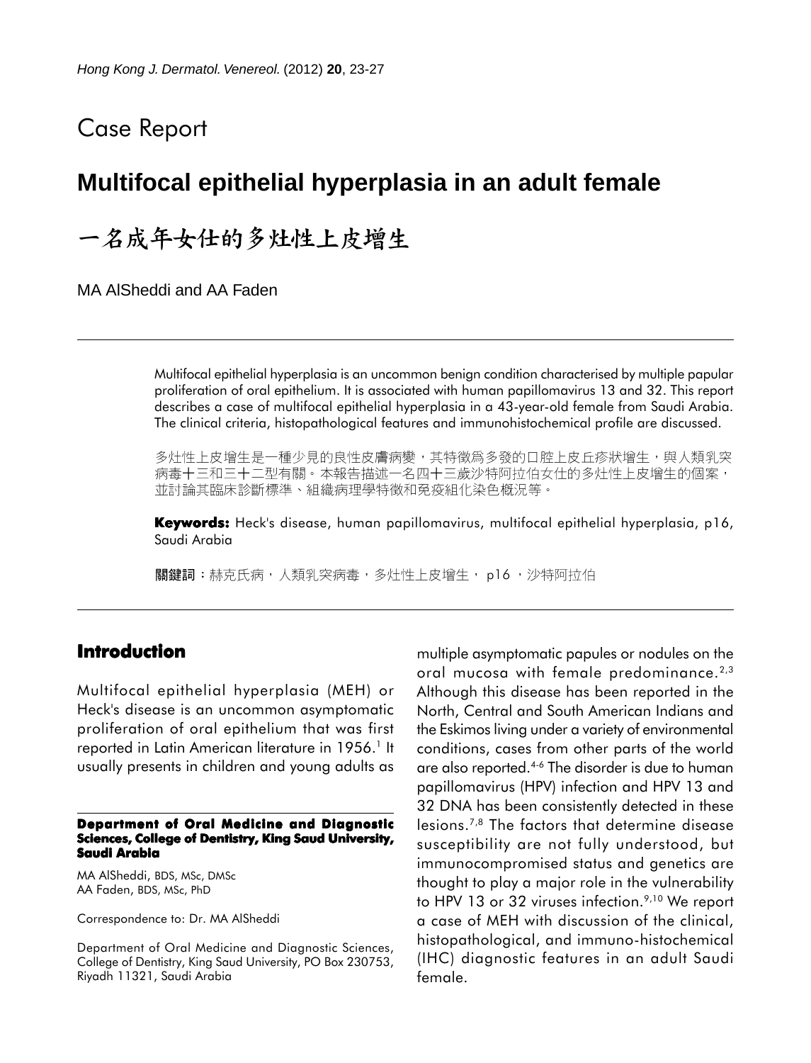Case Report

# Multifocal epithelial hyperplasia in an adult female

# 一名成年女仕的多灶性上皮增生

MA AlSheddi and AA Faden

Multifocal epithelial hyperplasia is an uncommon benign condition characterised by multiple papular proliferation of oral epithelium. It is associated with human papillomavirus 13 and 32. This report describes a case of multifocal epithelial hyperplasia in a 43-year-old female from Saudi Arabia. The clinical criteria, histopathological features and immunohistochemical profile are discussed.

多灶性上皮增生是一種少見的良性皮膚病變，其特徵爲多發的口腔上皮丘疹狀增生，與人類乳突病毒十三和三十二型有關。本報告描述一名四十三歲沙特阿拉伯女仕的多灶性上皮增生的個案，並討論其臨床診斷標準、組織病理學特徵和免疫組化染色概況等。

**Keywords:** Heck's disease, human papillomavirus, multifocal epithelial hyperplasia, p16, Saudi Arabia

**關鍵詞：**赫克氏病，人類乳突病毒，多灶性上皮增生， p16 ，沙特阿拉伯

## Introduction

Multifocal epithelial hyperplasia (MEH) or Heck's disease is an uncommon asymptomatic proliferation of oral epithelium that was first reported in Latin American literature in 1956.[1] It usually presents in children and young adults as multiple asymptomatic papules or nodules on the oral mucosa with female predominance.[2,3] Although this disease has been reported in the North, Central and South American Indians and the Eskimos living under a variety of environmental conditions, cases from other parts of the world are also reported.[4-6] The disorder is due to human papillomavirus (HPV) infection and HPV 13 and 32 DNA has been consistently detected in these lesions.[7,8] The factors that determine disease susceptibility are not fully understood, but immunocompromised status and genetics are thought to play a major role in the vulnerability to HPV 13 or 32 viruses infection.[9,10] We report a case of MEH with discussion of the clinical, histopathological, and immuno-histochemical (IHC) diagnostic features in an adult Saudi female.

**Department of Oral Medicine and Diagnostic Sciences, College of Dentistry, King Saud University, Saudi Arabia**

MA AlSheddi, BDS, MSc, DMSc
AA Faden, BDS, MSc, PhD

Correspondence to: Dr. MA AlSheddi

Department of Oral Medicine and Diagnostic Sciences, College of Dentistry, King Saud University, PO Box 230753, Riyadh 11321, Saudi Arabia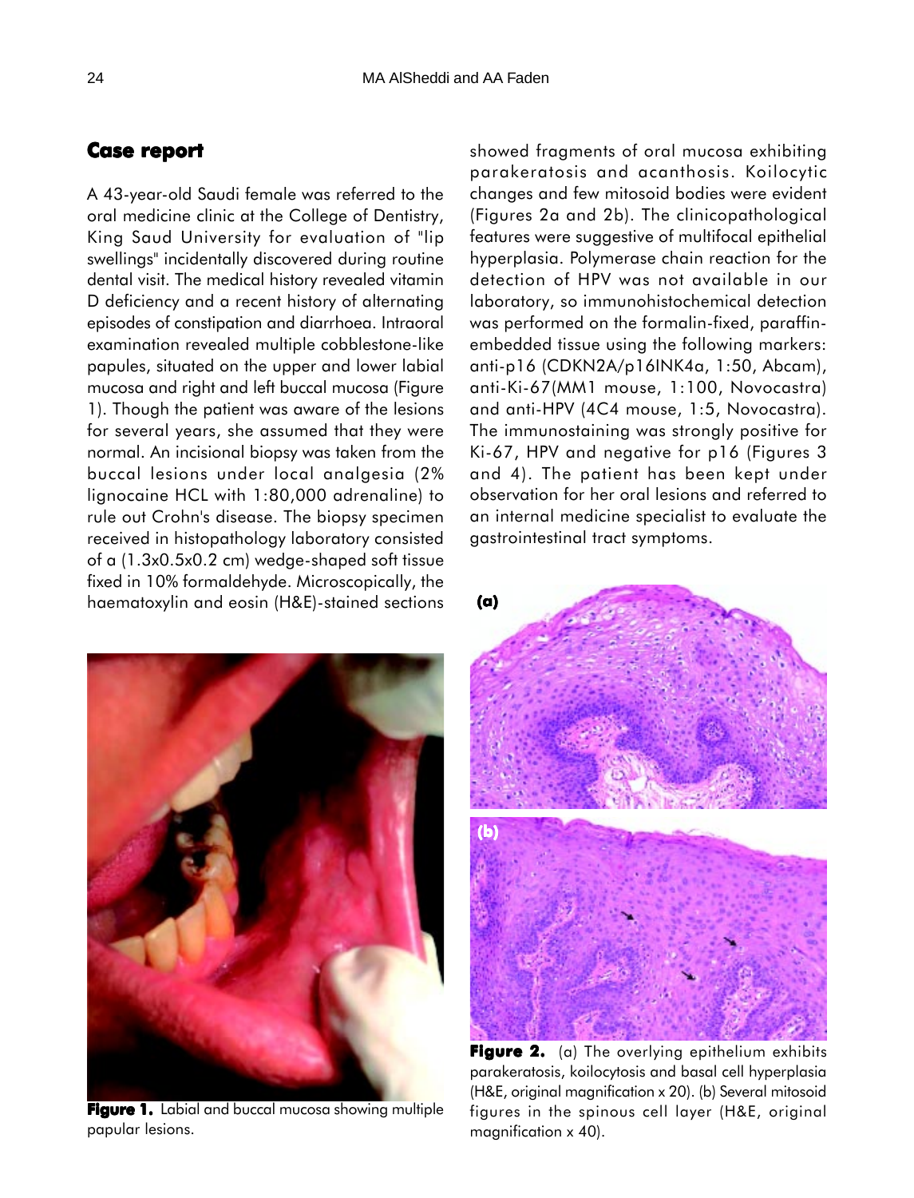## Case report

A 43-year-old Saudi female was referred to the oral medicine clinic at the College of Dentistry, King Saud University for evaluation of "lip swellings" incidentally discovered during routine dental visit. The medical history revealed vitamin D deficiency and a recent history of alternating episodes of constipation and diarrhoea. Intraoral examination revealed multiple cobblestone-like papules, situated on the upper and lower labial mucosa and right and left buccal mucosa (Figure 1). Though the patient was aware of the lesions for several years, she assumed that they were normal. An incisional biopsy was taken from the buccal lesions under local analgesia (2% lignocaine HCL with 1:80,000 adrenaline) to rule out Crohn's disease. The biopsy specimen received in histopathology laboratory consisted of a (1.3x0.5x0.2 cm) wedge-shaped soft tissue fixed in 10% formaldehyde. Microscopically, the haematoxylin and eosin (H&E)-stained sections showed fragments of oral mucosa exhibiting parakeratosis and acanthosis. Koilocytic changes and few mitosoid bodies were evident (Figures 2a and 2b). The clinicopathological features were suggestive of multifocal epithelial hyperplasia. Polymerase chain reaction for the detection of HPV was not available in our laboratory, so immunohistochemical detection was performed on the formalin-fixed, paraffin-embedded tissue using the following markers: anti-p16 (CDKN2A/p16INK4a, 1:50, Abcam), anti-Ki-67(MM1 mouse, 1:100, Novocastra) and anti-HPV (4C4 mouse, 1:5, Novocastra). The immunostaining was strongly positive for Ki-67, HPV and negative for p16 (Figures 3 and 4). The patient has been kept under observation for her oral lesions and referred to an internal medicine specialist to evaluate the gastrointestinal tract symptoms.

**Figure 1.** Labial and buccal mucosa showing multiple papular lesions.

**Figure 2.** (a) The overlying epithelium exhibits parakeratosis, koilocytosis and basal cell hyperplasia (H&E, original magnification x 20). (b) Several mitosoid figures in the spinous cell layer (H&E, original magnification x 40).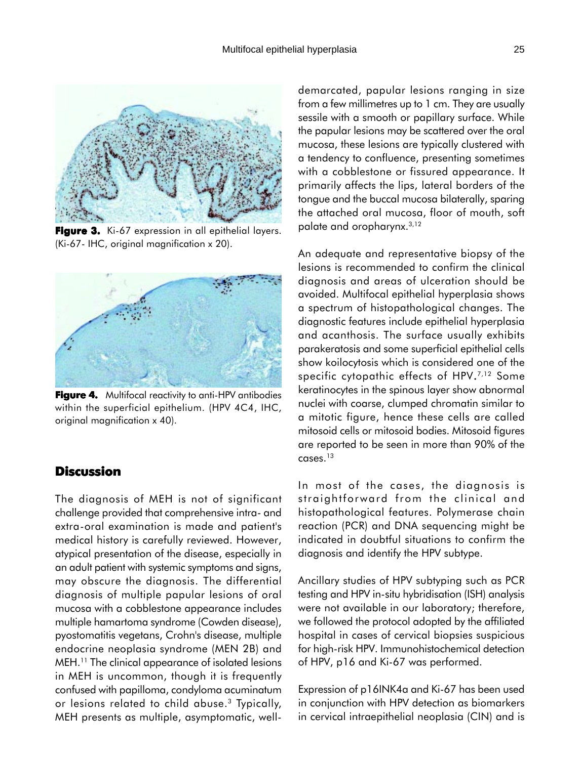**Figure 3.** Ki-67 expression in all epithelial layers. (Ki-67- IHC, original magnification x 20).

**Figure 4.** Multifocal reactivity to anti-HPV antibodies within the superficial epithelium. (HPV 4C4, IHC, original magnification x 40).

## Discussion

The diagnosis of MEH is not of significant challenge provided that comprehensive intra- and extra-oral examination is made and patient's medical history is carefully reviewed. However, atypical presentation of the disease, especially in an adult patient with systemic symptoms and signs, may obscure the diagnosis. The differential diagnosis of multiple papular lesions of oral mucosa with a cobblestone appearance includes multiple hamartoma syndrome (Cowden disease), pyostomatitis vegetans, Crohn's disease, multiple endocrine neoplasia syndrome (MEN 2B) and MEH.[11] The clinical appearance of isolated lesions in MEH is uncommon, though it is frequently confused with papilloma, condyloma acuminatum or lesions related to child abuse.[3] Typically, MEH presents as multiple, asymptomatic, well-demarcated, papular lesions ranging in size from a few millimetres up to 1 cm. They are usually sessile with a smooth or papillary surface. While the papular lesions may be scattered over the oral mucosa, these lesions are typically clustered with a tendency to confluence, presenting sometimes with a cobblestone or fissured appearance. It primarily affects the lips, lateral borders of the tongue and the buccal mucosa bilaterally, sparing the attached oral mucosa, floor of mouth, soft palate and oropharynx.[3,12]

An adequate and representative biopsy of the lesions is recommended to confirm the clinical diagnosis and areas of ulceration should be avoided. Multifocal epithelial hyperplasia shows a spectrum of histopathological changes. The diagnostic features include epithelial hyperplasia and acanthosis. The surface usually exhibits parakeratosis and some superficial epithelial cells show koilocytosis which is considered one of the specific cytopathic effects of HPV.[7,12] Some keratinocytes in the spinous layer show abnormal nuclei with coarse, clumped chromatin similar to a mitotic figure, hence these cells are called mitosoid cells or mitosoid bodies. Mitosoid figures are reported to be seen in more than 90% of the cases.[13]

In most of the cases, the diagnosis is straightforward from the clinical and histopathological features. Polymerase chain reaction (PCR) and DNA sequencing might be indicated in doubtful situations to confirm the diagnosis and identify the HPV subtype.

Ancillary studies of HPV subtyping such as PCR testing and HPV in-situ hybridisation (ISH) analysis were not available in our laboratory; therefore, we followed the protocol adopted by the affiliated hospital in cases of cervical biopsies suspicious for high-risk HPV. Immunohistochemical detection of HPV, p16 and Ki-67 was performed.

Expression of p16INK4a and Ki-67 has been used in conjunction with HPV detection as biomarkers in cervical intraepithelial neoplasia (CIN) and is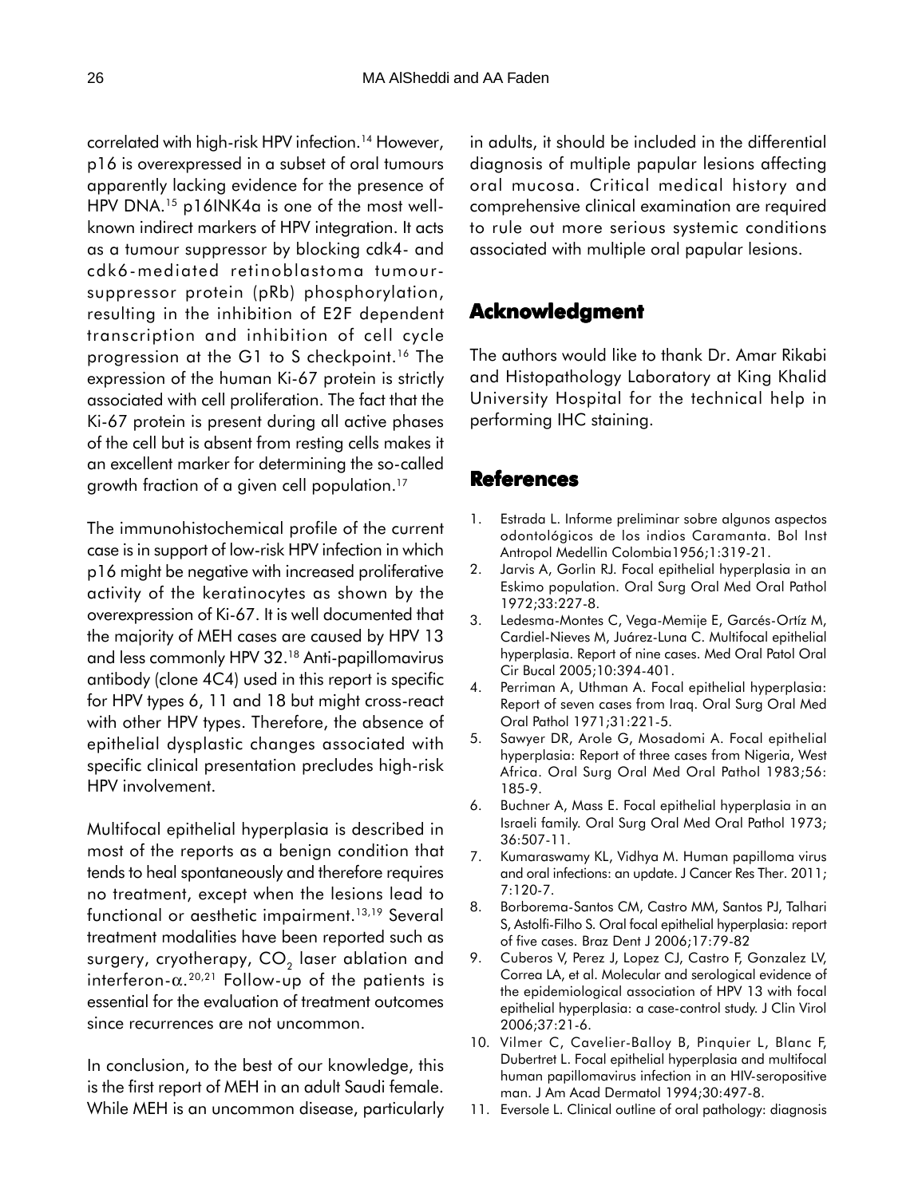correlated with high-risk HPV infection.[14] However, p16 is overexpressed in a subset of oral tumours apparently lacking evidence for the presence of HPV DNA.[15] p16INK4a is one of the most well-known indirect markers of HPV integration. It acts as a tumour suppressor by blocking cdk4- and cdk6-mediated retinoblastoma tumour-suppressor protein (pRb) phosphorylation, resulting in the inhibition of E2F dependent transcription and inhibition of cell cycle progression at the G1 to S checkpoint.[16] The expression of the human Ki-67 protein is strictly associated with cell proliferation. The fact that the Ki-67 protein is present during all active phases of the cell but is absent from resting cells makes it an excellent marker for determining the so-called growth fraction of a given cell population.[17]

The immunohistochemical profile of the current case is in support of low-risk HPV infection in which p16 might be negative with increased proliferative activity of the keratinocytes as shown by the overexpression of Ki-67. It is well documented that the majority of MEH cases are caused by HPV 13 and less commonly HPV 32.[18] Anti-papillomavirus antibody (clone 4C4) used in this report is specific for HPV types 6, 11 and 18 but might cross-react with other HPV types. Therefore, the absence of epithelial dysplastic changes associated with specific clinical presentation precludes high-risk HPV involvement.

Multifocal epithelial hyperplasia is described in most of the reports as a benign condition that tends to heal spontaneously and therefore requires no treatment, except when the lesions lead to functional or aesthetic impairment.[13,19] Several treatment modalities have been reported such as surgery, cryotherapy, $CO_2$ laser ablation and interferon-$\alpha$.[20,21] Follow-up of the patients is essential for the evaluation of treatment outcomes since recurrences are not uncommon.

In conclusion, to the best of our knowledge, this is the first report of MEH in an adult Saudi female. While MEH is an uncommon disease, particularly in adults, it should be included in the differential diagnosis of multiple papular lesions affecting oral mucosa. Critical medical history and comprehensive clinical examination are required to rule out more serious systemic conditions associated with multiple oral papular lesions.

## Acknowledgment

The authors would like to thank Dr. Amar Rikabi and Histopathology Laboratory at King Khalid University Hospital for the technical help in performing IHC staining.

## References

1. Estrada L. Informe preliminar sobre algunos aspectos odontológicos de los indios Caramanta. Bol Inst Antropol Medellin Colombia1956;1:319-21.
2. Jarvis A, Gorlin RJ. Focal epithelial hyperplasia in an Eskimo population. Oral Surg Oral Med Oral Pathol 1972;33:227-8.
3. Ledesma-Montes C, Vega-Memije E, Garcés-Ortíz M, Cardiel-Nieves M, Juárez-Luna C. Multifocal epithelial hyperplasia. Report of nine cases. Med Oral Patol Oral Cir Bucal 2005;10:394-401.
4. Perriman A, Uthman A. Focal epithelial hyperplasia: Report of seven cases from Iraq. Oral Surg Oral Med Oral Pathol 1971;31:221-5.
5. Sawyer DR, Arole G, Mosadomi A. Focal epithelial hyperplasia: Report of three cases from Nigeria, West Africa. Oral Surg Oral Med Oral Pathol 1983;56: 185-9.
6. Buchner A, Mass E. Focal epithelial hyperplasia in an Israeli family. Oral Surg Oral Med Oral Pathol 1973; 36:507-11.
7. Kumaraswamy KL, Vidhya M. Human papilloma virus and oral infections: an update. J Cancer Res Ther. 2011; 7:120-7.
8. Borborema-Santos CM, Castro MM, Santos PJ, Talhari S, Astolfi-Filho S. Oral focal epithelial hyperplasia: report of five cases. Braz Dent J 2006;17:79-82
9. Cuberos V, Perez J, Lopez CJ, Castro F, Gonzalez LV, Correa LA, et al. Molecular and serological evidence of the epidemiological association of HPV 13 with focal epithelial hyperplasia: a case-control study. J Clin Virol 2006;37:21-6.
10. Vilmer C, Cavelier-Balloy B, Pinquier L, Blanc F, Dubertret L. Focal epithelial hyperplasia and multifocal human papillomavirus infection in an HIV-seropositive man. J Am Acad Dermatol 1994;30:497-8.
11. Eversole L. Clinical outline of oral pathology: diagnosis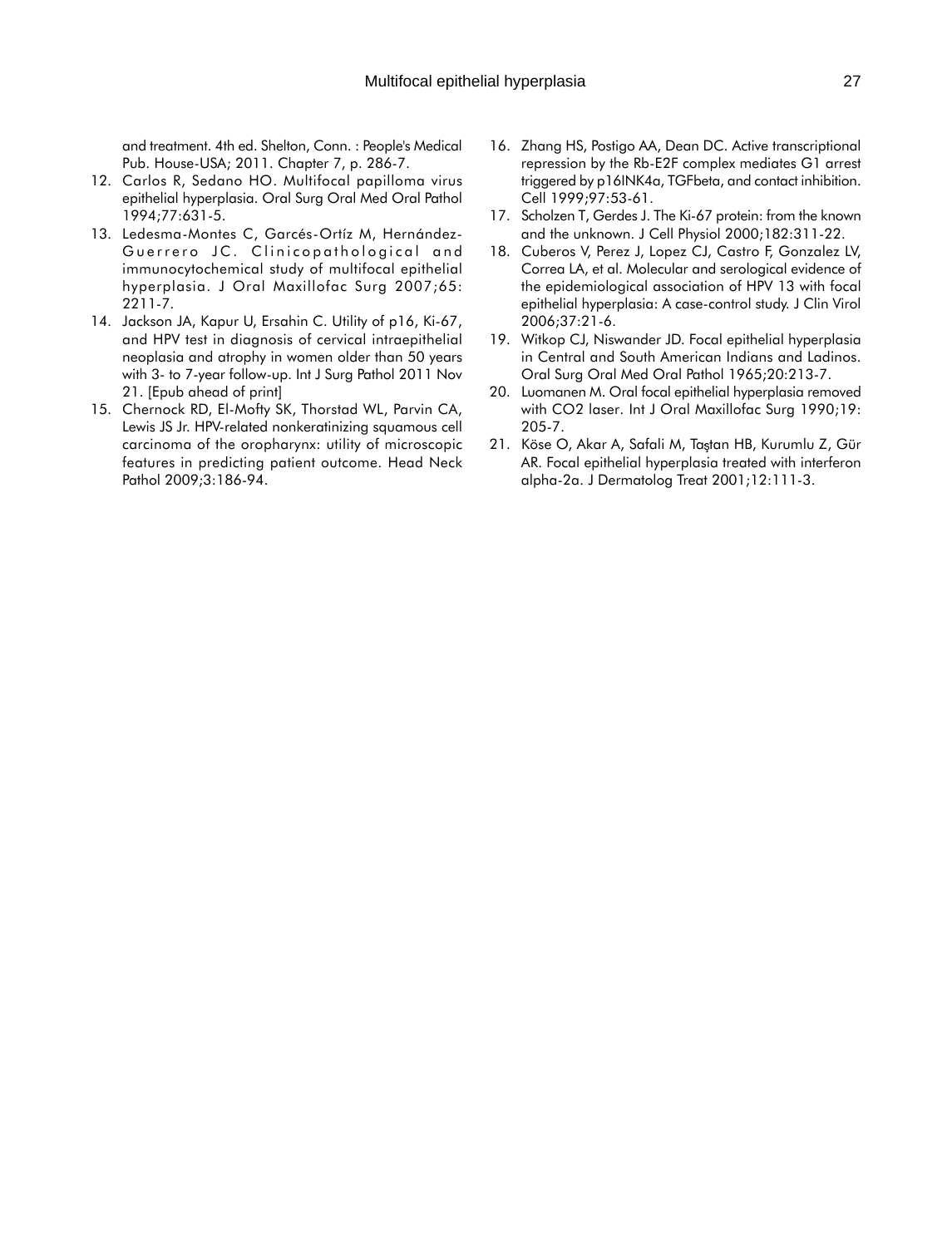and treatment. 4th ed. Shelton, Conn. : People's Medical Pub. House-USA; 2011. Chapter 7, p. 286-7.

12. Carlos R, Sedano HO. Multifocal papilloma virus epithelial hyperplasia. Oral Surg Oral Med Oral Pathol 1994;77:631-5.
13. Ledesma-Montes C, Garcés-Ortíz M, Hernández-Guerrero JC. Clinicopathological and immunocytochemical study of multifocal epithelial hyperplasia. J Oral Maxillofac Surg 2007;65: 2211-7.
14. Jackson JA, Kapur U, Ersahin C. Utility of p16, Ki-67, and HPV test in diagnosis of cervical intraepithelial neoplasia and atrophy in women older than 50 years with 3- to 7-year follow-up. Int J Surg Pathol 2011 Nov 21. [Epub ahead of print]
15. Chernock RD, El-Mofty SK, Thorstad WL, Parvin CA, Lewis JS Jr. HPV-related nonkeratinizing squamous cell carcinoma of the oropharynx: utility of microscopic features in predicting patient outcome. Head Neck Pathol 2009;3:186-94.
16. Zhang HS, Postigo AA, Dean DC. Active transcriptional repression by the Rb-E2F complex mediates G1 arrest triggered by p16INK4a, TGFbeta, and contact inhibition. Cell 1999;97:53-61.
17. Scholzen T, Gerdes J. The Ki-67 protein: from the known and the unknown. J Cell Physiol 2000;182:311-22.
18. Cuberos V, Perez J, Lopez CJ, Castro F, Gonzalez LV, Correa LA, et al. Molecular and serological evidence of the epidemiological association of HPV 13 with focal epithelial hyperplasia: A case-control study. J Clin Virol 2006;37:21-6.
19. Witkop CJ, Niswander JD. Focal epithelial hyperplasia in Central and South American Indians and Ladinos. Oral Surg Oral Med Oral Pathol 1965;20:213-7.
20. Luomanen M. Oral focal epithelial hyperplasia removed with CO2 laser. Int J Oral Maxillofac Surg 1990;19: 205-7.
21. Köse O, Akar A, Safali M, Taştan HB, Kurumlu Z, Gür AR. Focal epithelial hyperplasia treated with interferon alpha-2a. J Dermatolog Treat 2001;12:111-3.